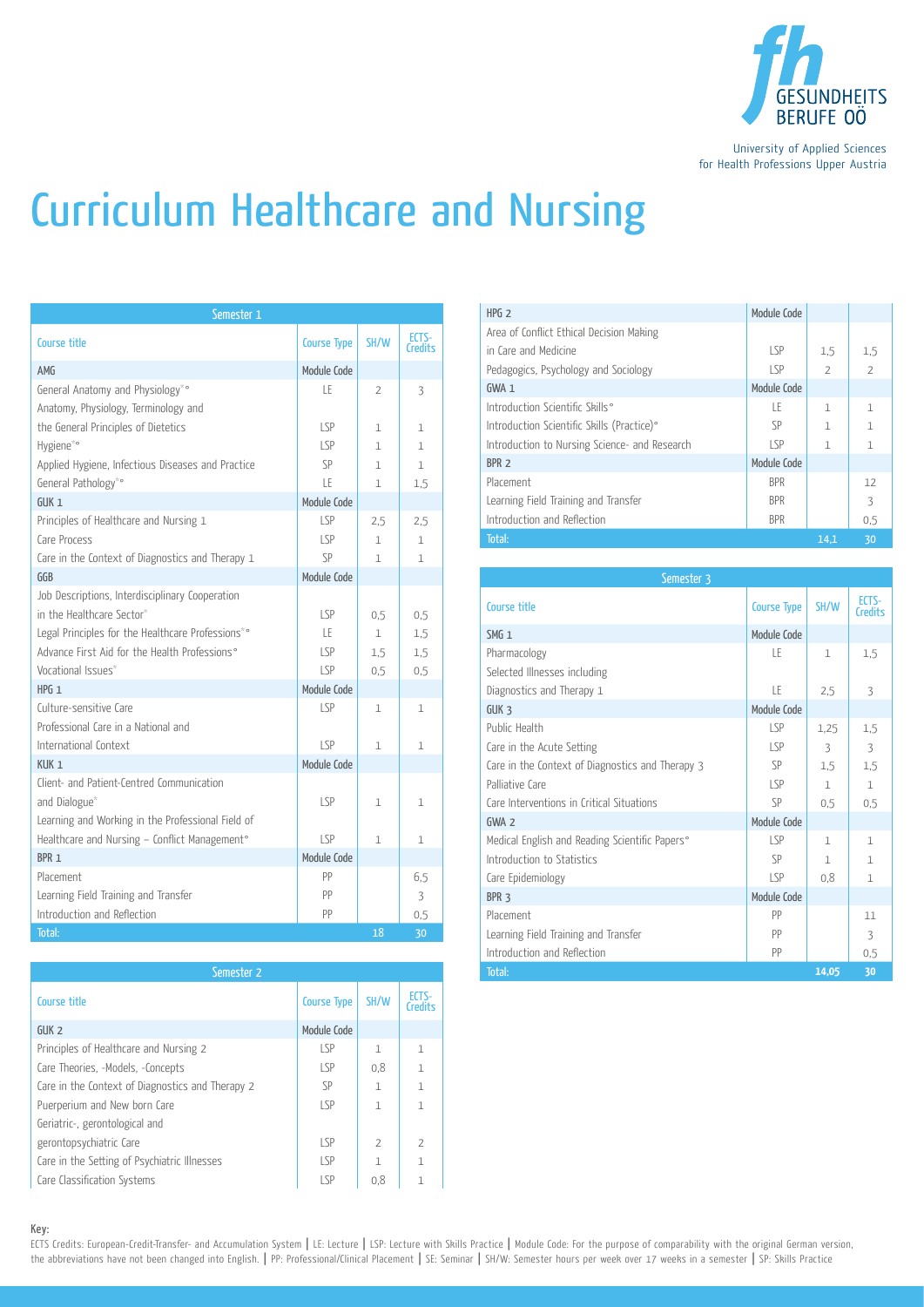GESUNDHEITS BERUFE OÖ

University of Applied Sciences for Health Professions Upper Austria

# Curriculum Healthcare and Nursing

| Semester 1 | | | |
|---|---|---|---|
| Course title | Course Type | SH/W | ECTS-Credits |
| AMG | Module Code | | |
| General Anatomy and Physiology°° | LE | 2 | 3 |
| Anatomy, Physiology, Terminology and the General Principles of Dietetics | LSP | 1 | 1 |
| Hygiene°° | LSP | 1 | 1 |
| Applied Hygiene, Infectious Diseases and Practice | SP | 1 | 1 |
| General Pathology°° | LE | 1 | 1,5 |
| GUK 1 | Module Code | | |
| Principles of Healthcare and Nursing 1 | LSP | 2,5 | 2,5 |
| Care Process | LSP | 1 | 1 |
| Care in the Context of Diagnostics and Therapy 1 | SP | 1 | 1 |
| GGB | Module Code | | |
| Job Descriptions, Interdisciplinary Cooperation in the Healthcare Sector° | LSP | 0,5 | 0,5 |
| Legal Principles for the Healthcare Professions°° | LE | 1 | 1,5 |
| Advance First Aid for the Health Professions° | LSP | 1,5 | 1,5 |
| Vocational Issues° | LSP | 0,5 | 0,5 |
| HPG 1 | Module Code | | |
| Culture-sensitive Care | LSP | 1 | 1 |
| Professional Care in a National and International Context | LSP | 1 | 1 |
| KUK 1 | Module Code | | |
| Client- and Patient-Centred Communication and Dialogue° | LSP | 1 | 1 |
| Learning and Working in the Professional Field of Healthcare and Nursing – Conflict Management° | LSP | 1 | 1 |
| BPR 1 | Module Code | | |
| Placement | PP | | 6,5 |
| Learning Field Training and Transfer | PP | | 3 |
| Introduction and Reflection | PP | | 0,5 |
| Total: | | 18 | 30 |

| Semester 2 | | | |
|---|---|---|---|
| Course title | Course Type | SH/W | ECTS-Credits |
| GUK 2 | Module Code | | |
| Principles of Healthcare and Nursing 2 | LSP | 1 | 1 |
| Care Theories, -Models, -Concepts | LSP | 0,8 | 1 |
| Care in the Context of Diagnostics and Therapy 2 | SP | 1 | 1 |
| Puerperium and New born Care | LSP | 1 | 1 |
| Geriatric-, gerontological and gerontopsychiatric Care | LSP | 2 | 2 |
| Care in the Setting of Psychiatric Illnesses | LSP | 1 | 1 |
| Care Classification Systems | LSP | 0,8 | 1 |
| HPG 2 | Module Code | | |
| Area of Conflict Ethical Decision Making in Care and Medicine | LSP | 1,5 | 1,5 |
| Pedagogics, Psychology and Sociology | LSP | 2 | 2 |
| GWA 1 | Module Code | | |
| Introduction Scientific Skills° | LE | 1 | 1 |
| Introduction Scientific Skills (Practice)° | SP | 1 | 1 |
| Introduction to Nursing Science- and Research | LSP | 1 | 1 |
| BPR 2 | Module Code | | |
| Placement | BPR | | 12 |
| Learning Field Training and Transfer | BPR | | 3 |
| Introduction and Reflection | BPR | | 0,5 |
| Total: | | 14,1 | 30 |

| Semester 3 | | | |
|---|---|---|---|
| Course title | Course Type | SH/W | ECTS-Credits |
| SMG 1 | Module Code | | |
| Pharmacology | LE | 1 | 1,5 |
| Selected Illnesses including Diagnostics and Therapy 1 | LE | 2,5 | 3 |
| GUK 3 | Module Code | | |
| Public Health | LSP | 1,25 | 1,5 |
| Care in the Acute Setting | LSP | 3 | 3 |
| Care in the Context of Diagnostics and Therapy 3 | SP | 1,5 | 1,5 |
| Palliative Care | LSP | 1 | 1 |
| Care Interventions in Critical Situations | SP | 0,5 | 0,5 |
| GWA 2 | Module Code | | |
| Medical English and Reading Scientific Papers° | LSP | 1 | 1 |
| Introduction to Statistics | SP | 1 | 1 |
| Care Epidemiology | LSP | 0,8 | 1 |
| BPR 3 | Module Code | | |
| Placement | PP | | 11 |
| Learning Field Training and Transfer | PP | | 3 |
| Introduction and Reflection | PP | | 0,5 |
| Total: | | 14,05 | 30 |

**Key:**
ECTS Credits: European-Credit-Transfer- and Accumulation System | LE: Lecture | LSP: Lecture with Skills Practice | Module Code: For the purpose of comparability with the original German version, the abbreviations have not been changed into English. | PP: Professional/Clinical Placement | SE: Seminar | SH/W: Semester hours per week over 17 weeks in a semester | SP: Skills Practice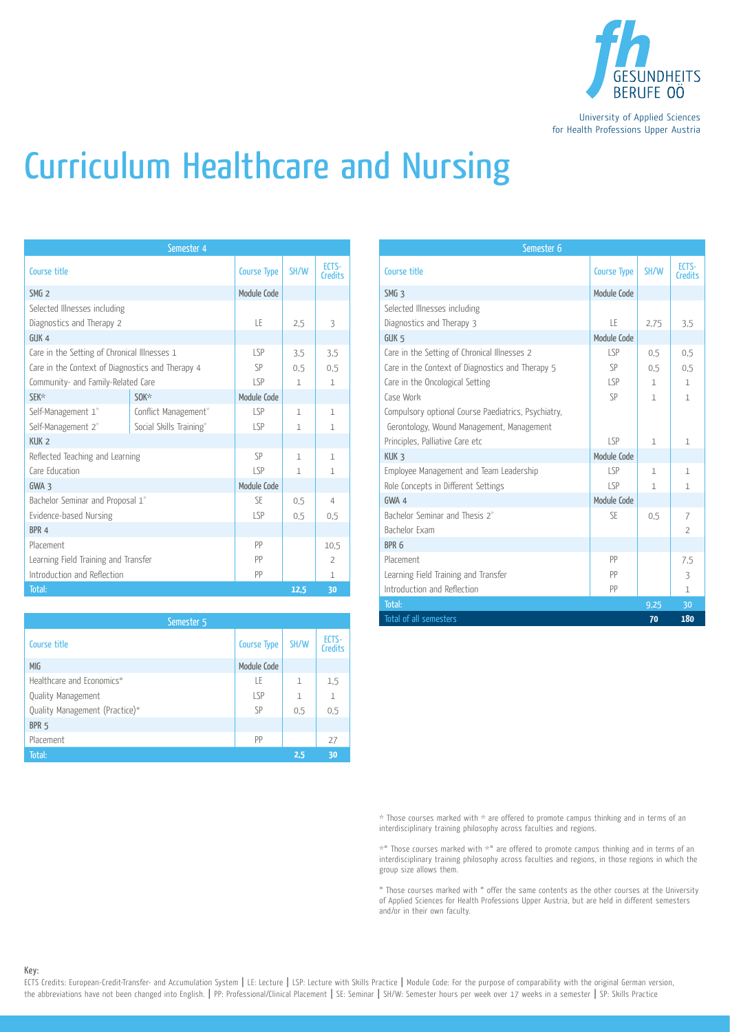University of Applied Sciences for Health Professions Upper Austria

# Curriculum Healthcare and Nursing

| Semester 4 | | | | |
|---|---|---|---|---|
| Course title | | Course Type | SH/W | ECTS-Credits |
| SMG 2 | | Module Code | | |
| Selected Illnesses including Diagnostics and Therapy 2 | | LE | 2,5 | 3 |
| GUK 4 | | | | |
| Care in the Setting of Chronical Illnesses 1 | | LSP | 3,5 | 3,5 |
| Care in the Context of Diagnostics and Therapy 4 | | SP | 0,5 | 0,5 |
| Community- and Family-Related Care | | LSP | 1 | 1 |
| SEK* | SOK* | Module Code | | |
| Self-Management 1* | Conflict Management* | LSP | 1 | 1 |
| Self-Management 2* | Social Skills Training* | LSP | 1 | 1 |
| KUK 2 | | | | |
| Reflected Teaching and Learning | | SP | 1 | 1 |
| Care Education | | LSP | 1 | 1 |
| GWA 3 | | Module Code | | |
| Bachelor Seminar and Proposal 1* | | SE | 0,5 | 4 |
| Evidence-based Nursing | | LSP | 0,5 | 0,5 |
| BPR 4 | | | | |
| Placement | | PP | | 10,5 |
| Learning Field Training and Transfer | | PP | | 2 |
| Introduction and Reflection | | PP | | 1 |
| Total: | | | 12,5 | 30 |

| Semester 5 | | | |
|---|---|---|---|
| Course title | Course Type | SH/W | ECTS-Credits |
| MIG | Module Code | | |
| Healthcare and Economics° | LE | 1 | 1,5 |
| Quality Management | LSP | 1 | 1 |
| Quality Management (Practice)° | SP | 0,5 | 0,5 |
| BPR 5 | | | |
| Placement | PP | | 27 |
| Total: | | 2,5 | 30 |

| Semester 6 | | | |
|---|---|---|---|
| Course title | Course Type | SH/W | ECTS-Credits |
| SMG 3 | Module Code | | |
| Selected Illnesses including Diagnostics and Therapy 3 | LE | 2,75 | 3,5 |
| GUK 5 | Module Code | | |
| Care in the Setting of Chronical Illnesses 2 | LSP | 0,5 | 0,5 |
| Care in the Context of Diagnostics and Therapy 5 | SP | 0,5 | 0,5 |
| Care in the Oncological Setting | LSP | 1 | 1 |
| Case Work | SP | 1 | 1 |
| Compulsory optional Course Paediatrics, Psychiatry, Gerontology, Wound Management, Management Principles, Palliative Care etc | LSP | 1 | 1 |
| KUK 3 | Module Code | | |
| Employee Management and Team Leadership | LSP | 1 | 1 |
| Role Concepts in Different Settings | LSP | 1 | 1 |
| GWA 4 | Module Code | | |
| Bachelor Seminar and Thesis 2* | SE | 0,5 | 7 |
| Bachelor Exam | | | 2 |
| BPR 6 | | | |
| Placement | PP | | 7,5 |
| Learning Field Training and Transfer | PP | | 3 |
| Introduction and Reflection | PP | | 1 |
| Total: | | 9,25 | 30 |
| Total of all semesters | | 70 | 180 |

* Those courses marked with * are offered to promote campus thinking and in terms of an interdisciplinary training philosophy across faculties and regions.

*° Those courses marked with *° are offered to promote campus thinking and in terms of an interdisciplinary training philosophy across faculties and regions, in those regions in which the group size allows them.

° Those courses marked with ° offer the same contents as the other courses at the University of Applied Sciences for Health Professions Upper Austria, but are held in different semesters and/or in their own faculty.

**Key:**
ECTS Credits: European-Credit-Transfer- and Accumulation System | LE: Lecture | LSP: Lecture with Skills Practice | Module Code: For the purpose of comparability with the original German version, the abbreviations have not been changed into English. | PP: Professional/Clinical Placement | SE: Seminar | SH/W: Semester hours per week over 17 weeks in a semester | SP: Skills Practice